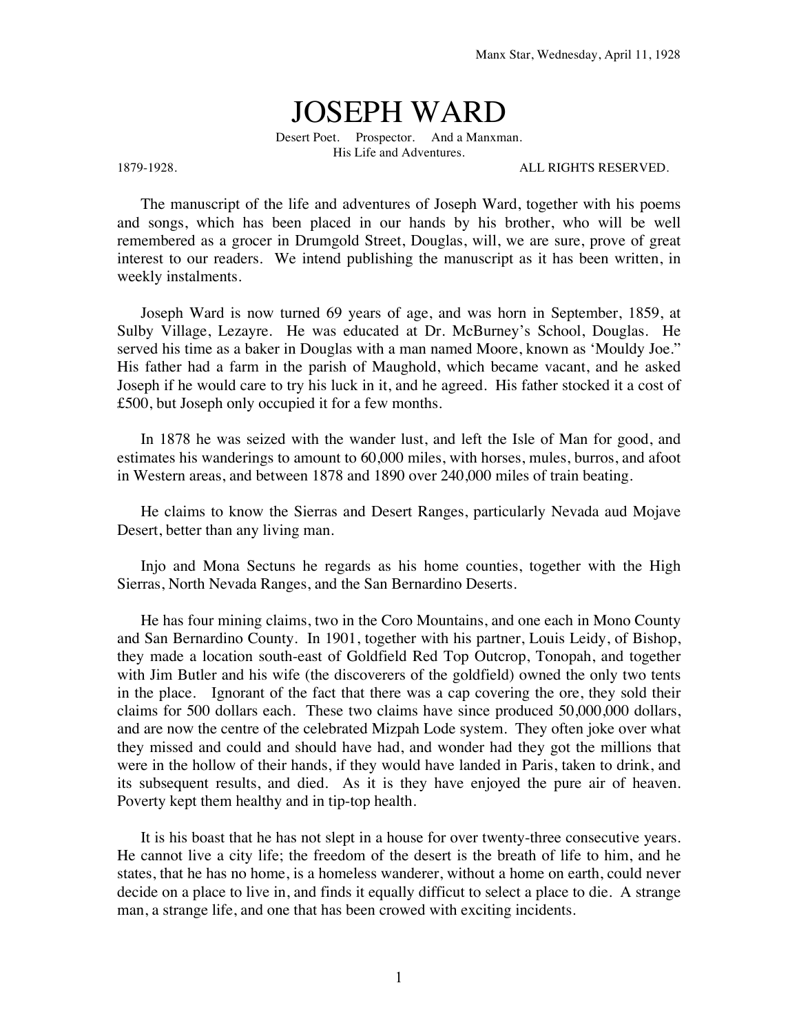Manx Star, Wednesday, April 11, 1928

# JOSEPH WARD

Desert Poet. Prospector. And a Manxman.
His Life and Adventures.

1879-1928. ALL RIGHTS RESERVED.

The manuscript of the life and adventures of Joseph Ward, together with his poems and songs, which has been placed in our hands by his brother, who will be well remembered as a grocer in Drumgold Street, Douglas, will, we are sure, prove of great interest to our readers. We intend publishing the manuscript as it has been written, in weekly instalments.

Joseph Ward is now turned 69 years of age, and was horn in September, 1859, at Sulby Village, Lezayre. He was educated at Dr. McBurney's School, Douglas. He served his time as a baker in Douglas with a man named Moore, known as 'Mouldy Joe." His father had a farm in the parish of Maughold, which became vacant, and he asked Joseph if he would care to try his luck in it, and he agreed. His father stocked it a cost of £500, but Joseph only occupied it for a few months.

In 1878 he was seized with the wander lust, and left the Isle of Man for good, and estimates his wanderings to amount to 60,000 miles, with horses, mules, burros, and afoot in Western areas, and between 1878 and 1890 over 240,000 miles of train beating.

He claims to know the Sierras and Desert Ranges, particularly Nevada aud Mojave Desert, better than any living man.

Injo and Mona Sectuns he regards as his home counties, together with the High Sierras, North Nevada Ranges, and the San Bernardino Deserts.

He has four mining claims, two in the Coro Mountains, and one each in Mono County and San Bernardino County. In 1901, together with his partner, Louis Leidy, of Bishop, they made a location south-east of Goldfield Red Top Outcrop, Tonopah, and together with Jim Butler and his wife (the discoverers of the goldfield) owned the only two tents in the place. Ignorant of the fact that there was a cap covering the ore, they sold their claims for 500 dollars each. These two claims have since produced 50,000,000 dollars, and are now the centre of the celebrated Mizpah Lode system. They often joke over what they missed and could and should have had, and wonder had they got the millions that were in the hollow of their hands, if they would have landed in Paris, taken to drink, and its subsequent results, and died. As it is they have enjoyed the pure air of heaven. Poverty kept them healthy and in tip-top health.

It is his boast that he has not slept in a house for over twenty-three consecutive years. He cannot live a city life; the freedom of the desert is the breath of life to him, and he states, that he has no home, is a homeless wanderer, without a home on earth, could never decide on a place to live in, and finds it equally difficut to select a place to die. A strange man, a strange life, and one that has been crowed with exciting incidents.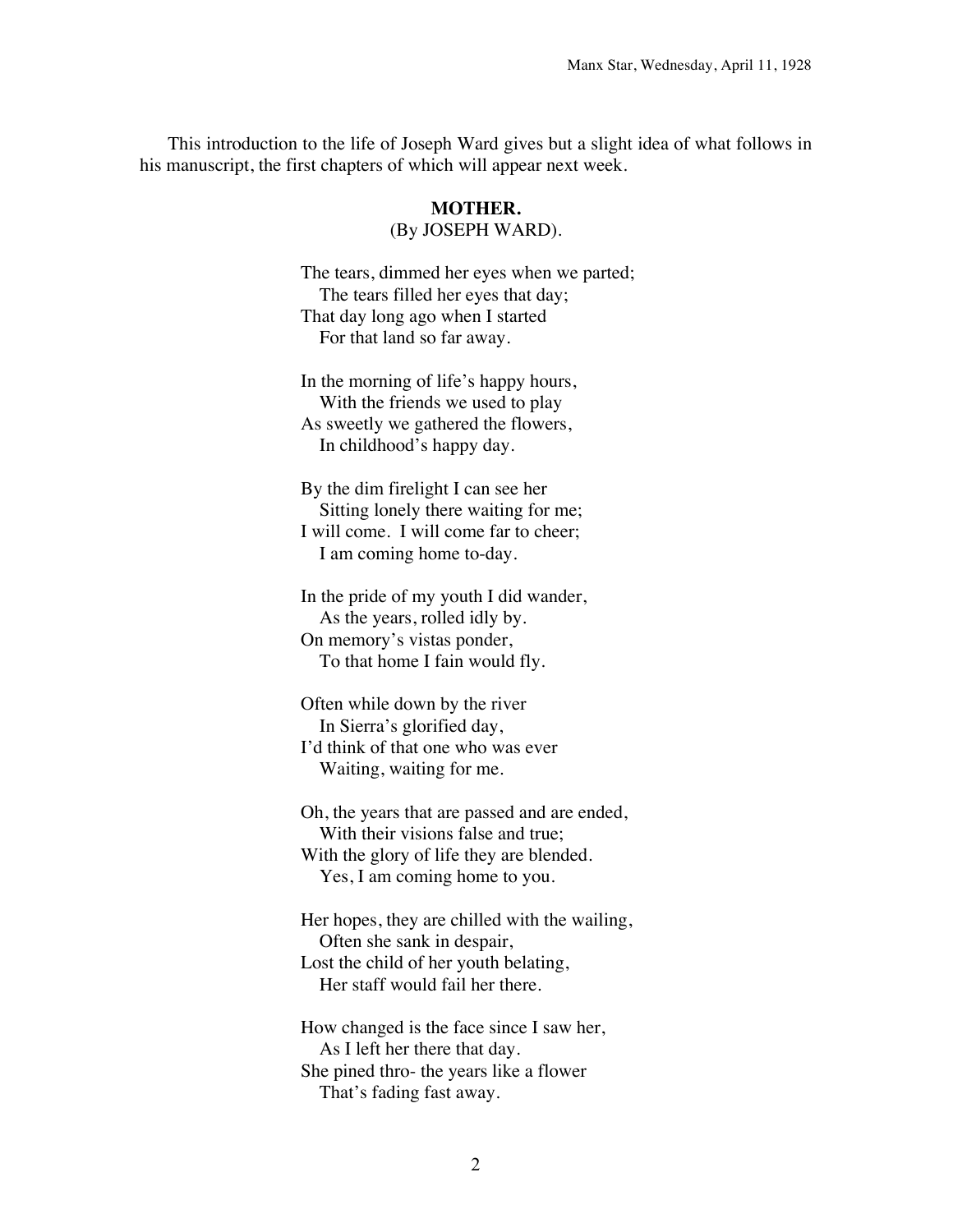This introduction to the life of Joseph Ward gives but a slight idea of what follows in his manuscript, the first chapters of which will appear next week.

**MOTHER.**
(By JOSEPH WARD).

The tears, dimmed her eyes when we parted;
  The tears filled her eyes that day;
That day long ago when I started
  For that land so far away.

In the morning of life's happy hours,
  With the friends we used to play
As sweetly we gathered the flowers,
  In childhood's happy day.

By the dim firelight I can see her
  Sitting lonely there waiting for me;
I will come. I will come far to cheer;
  I am coming home to-day.

In the pride of my youth I did wander,
  As the years, rolled idly by.
On memory's vistas ponder,
  To that home I fain would fly.

Often while down by the river
  In Sierra's glorified day,
I'd think of that one who was ever
  Waiting, waiting for me.

Oh, the years that are passed and are ended,
  With their visions false and true;
With the glory of life they are blended.
  Yes, I am coming home to you.

Her hopes, they are chilled with the wailing,
  Often she sank in despair,
Lost the child of her youth belating,
  Her staff would fail her there.

How changed is the face since I saw her,
  As I left her there that day.
She pined thro- the years like a flower
  That's fading fast away.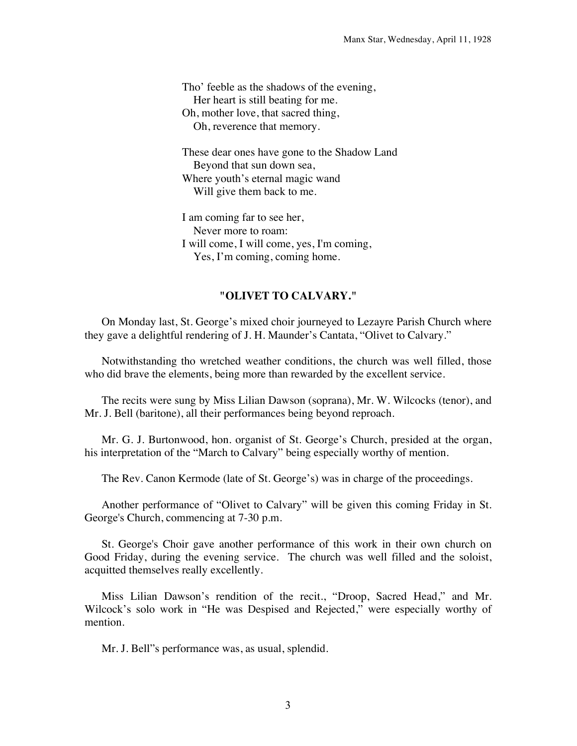Tho' feeble as the shadows of the evening,  
   Her heart is still beating for me.  
Oh, mother love, that sacred thing,  
   Oh, reverence that memory.

These dear ones have gone to the Shadow Land  
   Beyond that sun down sea,  
Where youth's eternal magic wand  
   Will give them back to me.

I am coming far to see her,  
   Never more to roam:  
I will come, I will come, yes, I'm coming,  
   Yes, I'm coming, coming home.

## "OLIVET TO CALVARY."

On Monday last, St. George's mixed choir journeyed to Lezayre Parish Church where they gave a delightful rendering of J. H. Maunder's Cantata, "Olivet to Calvary."

Notwithstanding tho wretched weather conditions, the church was well filled, those who did brave the elements, being more than rewarded by the excellent service.

The recits were sung by Miss Lilian Dawson (soprana), Mr. W. Wilcocks (tenor), and Mr. J. Bell (baritone), all their performances being beyond reproach.

Mr. G. J. Burtonwood, hon. organist of St. George's Church, presided at the organ, his interpretation of the "March to Calvary" being especially worthy of mention.

The Rev. Canon Kermode (late of St. George's) was in charge of the proceedings.

Another performance of "Olivet to Calvary" will be given this coming Friday in St. George's Church, commencing at 7-30 p.m.

St. George's Choir gave another performance of this work in their own church on Good Friday, during the evening service. The church was well filled and the soloist, acquitted themselves really excellently.

Miss Lilian Dawson's rendition of the recit., "Droop, Sacred Head," and Mr. Wilcock's solo work in "He was Despised and Rejected," were especially worthy of mention.

Mr. J. Bell"s performance was, as usual, splendid.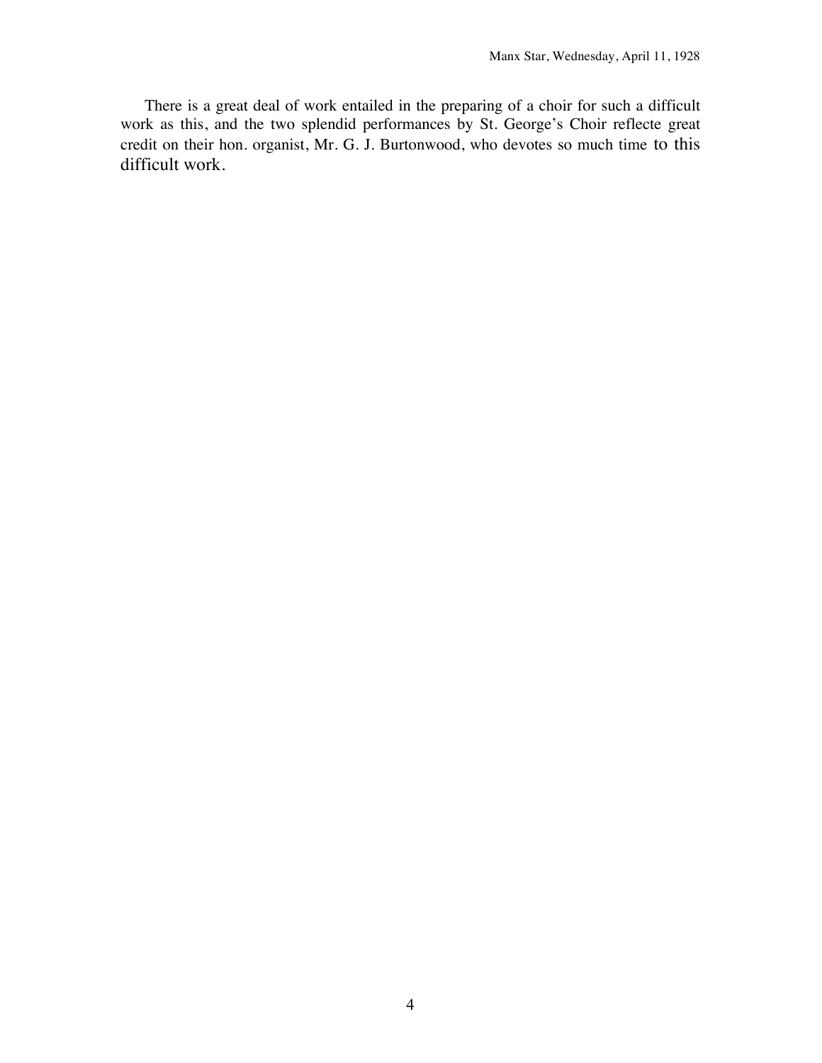There is a great deal of work entailed in the preparing of a choir for such a difficult work as this, and the two splendid performances by St. George's Choir reflecte great credit on their hon. organist, Mr. G. J. Burtonwood, who devotes so much time to this difficult work.